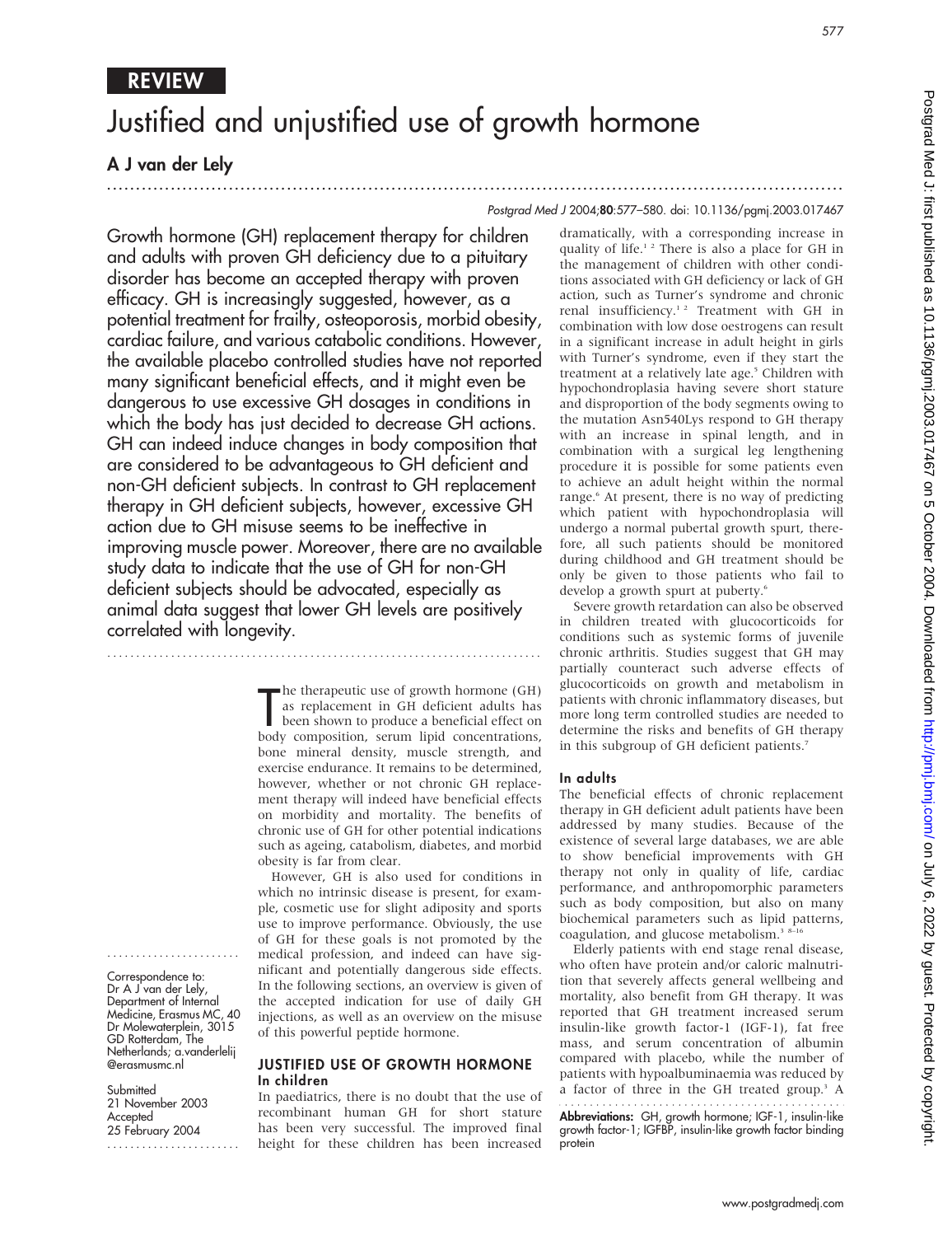REVIEW

# Justified and unjustified use of growth hormone

**A J van der Lely**

Postgrad Med J 2004;**80**:577–580. doi: 10.1136/pgmj.2003.017467

Growth hormone (GH) replacement therapy for children and adults with GH deficiency due to a pituitary disorder has become an accepted therapy with proven efficacy. GH is increasingly suggested, however, as a potential treatment for frailty, osteoporosis, morbid obesity, cardiac failure, and various catabolic conditions. However, the available placebo controlled studies have not reported many significant beneficial effects, and it might even be dangerous to use excessive GH dosages in conditions in which the body has just decided to decrease GH actions. GH can indeed induce changes in body composition that are considered to be advantageous to GH deficient and non-GH deficient subjects. In contrast to GH replacement therapy in GH deficient subjects, however, excessive GH action due to GH misuse seems to be ineffective in improving muscle power. Moreover, there are no available study data to indicate that the use of GH for non-GH deficient subjects should be advocated, especially as animal data suggest that lower GH levels are positively correlated with longevity.

Correspondence to: Dr A J van der Lely, Department of Internal Medicine, Erasmus MC, 40 Dr Molewaterplein, 3015 GD Rotterdam, The Netherlands; a.vanderlelij@erasmusmc.nl

Submitted 21 November 2003
Accepted 25 February 2004

The therapeutic use of growth hormone (GH) as replacement in GH deficient adults has been shown to produce a beneficial effect on body composition, serum lipid concentrations, bone mineral density, muscle strength, and exercise endurance. It remains to be determined, however, whether or not chronic GH replacement therapy will indeed have beneficial effects on morbidity and mortality. The benefits of chronic use of GH for other potential indications such as ageing, catabolism, diabetes, and morbid obesity is far from clear.

However, GH is also used for conditions in which no intrinsic disease is present, for example, cosmetic use for slight adiposity and sports use to improve performance. Obviously, the use of GH for these goals is not promoted by the medical profession, and indeed can have significant and potentially dangerous side effects. In the following sections, an overview is given of the accepted indication for use of daily GH injections, as well as an overview on the misuse of this powerful peptide hormone.

## JUSTIFIED USE OF GROWTH HORMONE

### In children

In paediatrics, there is no doubt that the use of recombinant human GH for short stature has been very successful. The improved final height for these children has been increased dramatically, with a corresponding increase in quality of life.[1 2] There is also a place for GH in the management of children with other conditions associated with GH deficiency or lack of GH action, such as Turner's syndrome and chronic renal insufficiency.[1 2] Treatment with GH in combination with low dose oestrogens can result in a significant increase in adult height in girls with Turner's syndrome, even if they start the treatment at a relatively late age.[5] Children with hypochondroplasia having severe short stature and disproportion of the body segments owing to the mutation Asn540Lys respond to GH therapy with an increase in spinal length, and in combination with a surgical leg lengthening procedure it is possible for some patients even to achieve an adult height within the normal range.[6] At present, there is no way of predicting which patient with hypochondroplasia will undergo a normal pubertal growth spurt, therefore, all such patients should be monitored during childhood and GH treatment should be only be given to those patients who fail to develop a growth spurt at puberty.[6]

Severe growth retardation can also be observed in children treated with glucocorticoids for conditions such as systemic forms of juvenile chronic arthritis. Studies suggest that GH may partially counteract such adverse effects of glucocorticoids on growth and metabolism in patients with chronic inflammatory diseases, but more long term controlled studies are needed to determine the risks and benefits of GH therapy in this subgroup of GH deficient patients.[7]

### In adults

The beneficial effects of chronic replacement therapy in GH deficient adult patients have been addressed by many studies. Because of the existence of several large databases, we are able to show beneficial improvements with GH therapy not only in quality of life, cardiac performance, and anthropomorphic parameters such as body composition, but also on many biochemical parameters such as lipid patterns, coagulation, and glucose metabolism.[3 8–16]

Elderly patients with end stage renal disease, who often have protein and/or caloric malnutrition that severely affects general wellbeing and mortality, also benefit from GH therapy. It was reported that GH treatment increased serum insulin-like growth factor-1 (IGF-1), fat free mass, and serum concentration of albumin compared with placebo, while the number of patients with hypoalbuminaemia was reduced by a factor of three in the GH treated group.[3] A

**Abbreviations:** GH, growth hormone; IGF-1, insulin-like growth factor-1; IGFBP, insulin-like growth factor binding protein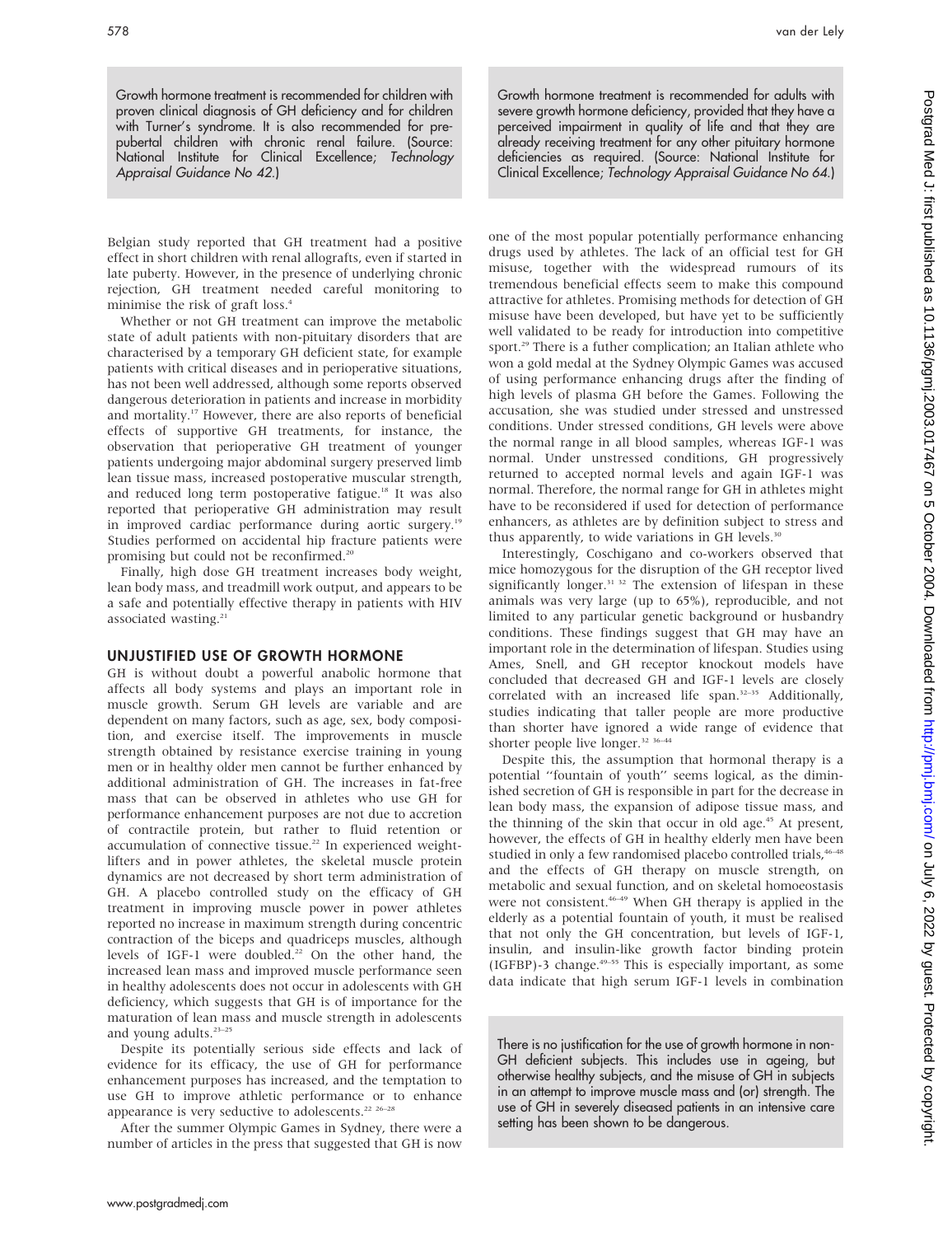> Growth hormone treatment is recommended for children with proven clinical diagnosis of GH deficiency and for children with Turner's syndrome. It is also recommended for prepubertal children with chronic renal failure. (Source: National Institute for Clinical Excellence; *Technology Appraisal Guidance No 42.*)

Belgian study reported that GH treatment had a positive effect in short children with renal allografts, even if started in late puberty. However, in the presence of underlying chronic rejection, GH treatment needed careful monitoring to minimise the risk of graft loss.[4]

Whether or not GH treatment can improve the metabolic state of adult patients with non-pituitary disorders that are characterised by a temporary GH deficient state, for example patients with critical diseases and in perioperative situations, has not been well addressed, although some reports observed dangerous deterioration in patients and increase in morbidity and mortality.[17] However, there are also reports of beneficial effects of supportive GH treatments, for instance, the observation that perioperative GH treatment of younger patients undergoing major abdominal surgery preserved limb lean tissue mass, increased postoperative muscular strength, and reduced long term postoperative fatigue.[18] It was also reported that perioperative GH administration may result in improved cardiac performance during aortic surgery.[19] Studies performed on accidental hip fracture patients were promising but could not be reconfirmed.[20]

Finally, high dose GH treatment increases body weight, lean body mass, and treadmill work output, and appears to be a safe and potentially effective therapy in patients with HIV associated wasting.[21]

## UNJUSTIFIED USE OF GROWTH HORMONE

GH is without doubt a powerful anabolic hormone that affects all body systems and plays an important role in muscle growth. Serum GH levels are variable and are dependent on many factors, such as age, sex, body composition, and exercise itself. The improvements in muscle strength obtained by resistance exercise training in young men or in healthy older men cannot be further enhanced by additional administration of GH. The increases in fat-free mass that can be observed in athletes who use GH for performance enhancement purposes are not due to accretion of contractile protein, but rather to fluid retention or accumulation of connective tissue.[22] In experienced weightlifters and in power athletes, the skeletal muscle protein dynamics are not decreased by short term administration of GH. A placebo controlled study on the efficacy of GH treatment in improving muscle power in power athletes reported no increase in maximum strength during concentric contraction of the biceps and quadriceps muscles, although levels of IGF-1 were doubled.[22] On the other hand, the increased lean mass and improved muscle performance seen in healthy adolescents does not occur in adolescents with GH deficiency, which suggests that GH is of importance for the maturation of lean mass and muscle strength in adolescents and young adults.[23–25]

Despite its potentially serious side effects and lack of evidence for its efficacy, the use of GH for performance enhancement purposes has increased, and the temptation to use GH to improve athletic performance or to enhance appearance is very seductive to adolescents.[22 26–28]

After the summer Olympic Games in Sydney, there were a number of articles in the press that suggested that GH is now one of the most popular potentially performance enhancing drugs used by athletes. The lack of an official test for GH misuse, together with the widespread rumours of its tremendous beneficial effects seem to make this compound attractive for athletes. Promising methods for detection of GH misuse have been developed, but have yet to be sufficiently well validated to be ready for introduction into competitive sport.[29] There is a futher complication; an Italian athlete who won a gold medal at the Sydney Olympic Games was accused of using performance enhancing drugs after the finding of high levels of plasma GH before the Games. Following the accusation, she was studied under stressed and unstressed conditions. Under stressed conditions, GH levels were above the normal range in all blood samples, whereas IGF-1 was normal. Under unstressed conditions, GH progressively returned to accepted normal levels and again IGF-1 was normal. Therefore, the normal range for GH in athletes might have to be reconsidered if used for detection of performance enhancers, as athletes are by definition subject to stress and thus apparently, to wide variations in GH levels.[30]

> Growth hormone treatment is recommended for adults with severe growth hormone deficiency, provided that they have a perceived impairment in quality of life and that they are already receiving treatment for any other pituitary hormone deficiencies as required. (Source: National Institute for Clinical Excellence; *Technology Appraisal Guidance No 64.*)

Interestingly, Coschigano and co-workers observed that mice homozygous for the disruption of the GH receptor lived significantly longer.[31 32] The extension of lifespan in these animals was very large (up to 65%), reproducible, and not limited to any particular genetic background or husbandry conditions. These findings suggest that GH may have an important role in the determination of lifespan. Studies using Ames, Snell, and GH receptor knockout models have concluded that decreased GH and IGF-1 levels are closely correlated with an increased life span.[32–35] Additionally, studies indicating that taller people are more productive than shorter have ignored a wide range of evidence that shorter people live longer.[32 36–44]

Despite this, the assumption that hormonal therapy is a potential "fountain of youth" seems logical, as the diminished secretion of GH is responsible in part for the decrease in lean body mass, the expansion of adipose tissue mass, and the thinning of the skin that occur in old age.[45] At present, however, the effects of GH in healthy elderly men have been studied in only a few randomised placebo controlled trials,[46–48] and the effects of GH therapy on muscle strength, on metabolic and sexual function, and on skeletal homoeostasis were not consistent.[46–49] When GH therapy is applied in the elderly as a potential fountain of youth, it must be realised that not only the GH concentration, but levels of IGF-1, insulin, and insulin-like growth factor binding protein (IGFBP)-3 change.[49–55] This is especially important, as some data indicate that high serum IGF-1 levels in combination

> There is no justification for the use of growth hormone in non-GH deficient subjects. This includes use in ageing, but otherwise healthy subjects, and the misuse of GH in subjects in an attempt to improve muscle mass and (or) strength. The use of GH in severely diseased patients in an intensive care setting has been shown to be dangerous.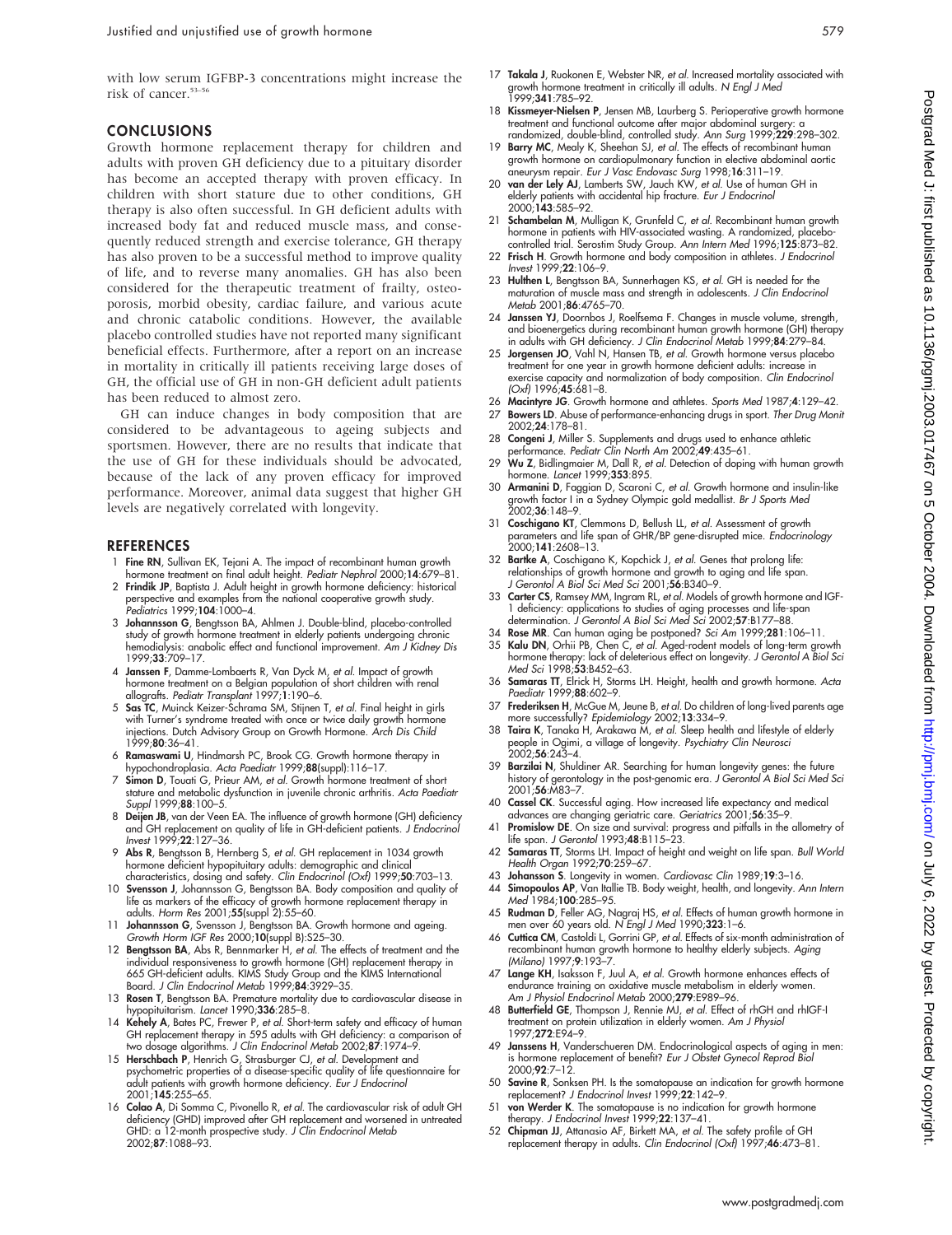with low serum IGFBP-3 concentrations might increase the risk of cancer.[53–56]

## CONCLUSIONS

Growth hormone replacement therapy for children and adults with proven GH deficiency due to a pituitary disorder has become an accepted therapy with proven efficacy. In children with short stature due to other conditions, GH therapy is also often successful. In GH deficient adults with increased body fat and reduced muscle mass, and consequently reduced strength and exercise tolerance, GH therapy has also proven to be a successful method to improve quality of life, and to reverse many anomalies. GH has also been considered for the therapeutic treatment of frailty, osteoporosis, morbid obesity, cardiac failure, and various acute and chronic catabolic conditions. However, the available placebo controlled studies have not reported many significant beneficial effects. Furthermore, after a report on an increase in mortality in critically ill patients receiving large doses of GH, the official use of GH in non-GH deficient adult patients has been reduced to almost zero.

GH can induce changes in body composition that are considered to be advantageous to ageing subjects and sportsmen. However, there are no results that indicate that the use of GH for these individuals should be advocated, because of the lack of any proven efficacy for improved performance. Moreover, animal data suggest that higher GH levels are negatively correlated with longevity.

## REFERENCES

1. **Fine RN**, Sullivan EK, Tejani A. The impact of recombinant human growth hormone treatment on final adult height. *Pediatr Nephrol* 2000;**14**:679–81.
2. **Frindik JP**, Baptista J. Adult height in growth hormone deficiency: historical perspective and examples from the national cooperative growth study. *Pediatrics* 1999;**104**:1000–4.
3. **Johannsson G**, Bengtsson BA, Ahlmen J. Double-blind, placebo-controlled study of growth hormone treatment in elderly patients undergoing chronic hemodialysis: anabolic effect and functional improvement. *Am J Kidney Dis* 1999;**33**:709–17.
4. **Janssen F**, Damme-Lombaerts R, Van Dyck M, *et al*. Impact of growth hormone treatment on a Belgian population of short children with renal allografts. *Pediatr Transplant* 1997;**1**:190–6.
5. **Sas TC**, Muinck Keizer-Schrama SM, Stijnen T, *et al*. Final height in girls with Turner's syndrome treated with once or twice daily growth hormone injections. Dutch Advisory Group on Growth Hormone. *Arch Dis Child* 1999;**80**:36–41.
6. **Ramaswami U**, Hindmarsh PC, Brook CG. Growth hormone therapy in hypochondroplasia. *Acta Paediatr* 1999;**88**(suppl):116–17.
7. **Simon D**, Touati G, Prieur AM, *et al*. Growth hormone treatment of short stature and metabolic dysfunction in juvenile chronic arthritis. *Acta Paediatr Suppl* 1999;**88**:100–5.
8. **Deijen JB**, van der Veen EA. The influence of growth hormone (GH) deficiency and GH replacement on quality of life in GH-deficient patients. *J Endocrinol Invest* 1999;**22**:127–36.
9. **Abs R**, Bengtsson B, Hernberg S, *et al*. GH replacement in 1034 growth hormone deficient hypopituitary adults: demographic and clinical characteristics, dosing and safety. *Clin Endocrinol (Oxf)* 1999;**50**:703–13.
10. **Svensson J**, Johannsson G, Bengtsson BA. Body composition and quality of life as markers of the efficacy of growth hormone replacement therapy in adults. *Horm Res* 2001;**55**(suppl 2):55–60.
11. **Johannsson G**, Svensson J, Bengtsson BA. Growth hormone and ageing. *Growth Horm IGF Res* 2000;**10**(suppl B):S25–30.
12. **Bengtsson BA**, Abs R, Bennmarker H, *et al*. The effects of treatment and the individual responsiveness to growth hormone (GH) replacement therapy in 665 GH-deficient adults. KIMS Study Group and the KIMS International Board. *J Clin Endocrinol Metab* 1999;**84**:3929–35.
13. **Rosen T**, Bengtsson BA. Premature mortality due to cardiovascular disease in hypopituitarism. *Lancet* 1990;**336**:285–8.
14. **Kehely A**, Bates PC, Frewer P, *et al*. Short-term safety and efficacy of human GH replacement therapy in 595 adults with GH deficiency: a comparison of two dosage algorithms. *J Clin Endocrinol Metab* 2002;**87**:1974–9.
15. **Herschbach P**, Henrich G, Strasburger CJ, *et al*. Development and psychometric properties of a disease-specific quality of life questionnaire for adult patients with growth hormone deficiency. *Eur J Endocrinol* 2001;**145**:255–65.
16. **Colao A**, Di Somma C, Pivonello R, *et al*. The cardiovascular risk of adult GH deficiency (GHD) improved after GH replacement and worsened in untreated GHD: a 12-month prospective study. *J Clin Endocrinol Metab* 2002;**87**:1088–93.
17. **Takala J**, Ruokonen E, Webster NR, *et al*. Increased mortality associated with growth hormone treatment in critically ill adults. *N Engl J Med* 1999;**341**:785–92.
18. **Kissmeyer-Nielsen P**, Jensen MB, Laurberg S. Perioperative growth hormone treatment and functional outcome after major abdominal surgery: a randomized, double-blind, controlled study. *Ann Surg* 1999;**229**:298–302.
19. **Barry MC**, Mealy K, Sheehan SJ, *et al*. The effects of recombinant human growth hormone on cardiopulmonary function in elective abdominal aortic aneurysm repair. *Eur J Vasc Endovasc Surg* 1998;**16**:311–19.
20. **van der Lely AJ**, Lamberts SW, Jauch KW, *et al*. Use of human GH in elderly patients with accidental hip fracture. *Eur J Endocrinol* 2000;**143**:585–92.
21. **Schambelan M**, Mulligan K, Grunfeld C, *et al*. Recombinant human growth hormone in patients with HIV-associated wasting. A randomized, placebo-controlled trial. Serostim Study Group. *Ann Intern Med* 1996;**125**:873–82.
22. **Frisch H**. Growth hormone and body composition in athletes. *J Endocrinol Invest* 1999;**22**:106–9.
23. **Hulthen L**, Bengtsson BA, Sunnerhagen KS, *et al*. GH is needed for the maturation of muscle mass and strength in adolescents. *J Clin Endocrinol Metab* 2001;**86**:4765–70.
24. **Janssen YJ**, Doornbos J, Roelfsema F. Changes in muscle volume, strength, and bioenergetics during recombinant human growth hormone (GH) therapy in adults with GH deficiency. *J Clin Endocrinol Metab* 1999;**84**:279–84.
25. **Jorgensen JO**, Vahl N, Hansen TB, *et al*. Growth hormone versus placebo treatment for one year in growth hormone deficient adults: increase in exercise capacity and normalization of body composition. *Clin Endocrinol (Oxf)* 1996;**45**:681–8.
26. **Macintyre JG**. Growth hormone and athletes. *Sports Med* 1987;**4**:129–42.
27. **Bowers LD**. Abuse of performance-enhancing drugs in sport. *Ther Drug Monit* 2002;**24**:178–81.
28. **Congeni J**, Miller S. Supplements and drugs used to enhance athletic performance. *Pediatr Clin North Am* 2002;**49**:435–61.
29. **Wu Z**, Bidlingmaier M, Dall R, *et al*. Detection of doping with human growth hormone. *Lancet* 1999;**353**:895.
30. **Armanini D**, Faggian D, Scaroni C, *et al*. Growth hormone and insulin-like growth factor I in a Sydney Olympic gold medallist. *Br J Sports Med* 2002;**36**:148–9.
31. **Coschigano KT**, Clemmons D, Bellush LL, *et al*. Assessment of growth parameters and life span of GHR/BP gene-disrupted mice. *Endocrinology* 2000;**141**:2608–13.
32. **Bartke A**, Coschigano K, Kopchick J, *et al*. Genes that prolong life: relationships of growth hormone and growth to aging and life span. *J Gerontol A Biol Sci Med Sci* 2001;**56**:B340–9.
33. **Carter CS**, Ramsey MM, Ingram RL, *et al*. Models of growth hormone and IGF-1 deficiency: applications to studies of aging processes and life-span determination. *J Gerontol A Biol Sci Med Sci* 2002;**57**:B177–88.
34. **Rose MR**. Can human aging be postponed? *Sci Am* 1999;**281**:106–11.
35. **Kalu DN**, Orhii PB, Chen C, *et al*. Aged-rodent models of long-term growth hormone therapy: lack of deleterious effect on longevity. *J Gerontol A Biol Sci Med Sci* 1998;**53**:B452–63.
36. **Samaras TT**, Elrick H, Storms LH. Height, health and growth hormone. *Acta Paediatr* 1999;**88**:602–9.
37. **Frederiksen H**, McGue M, Jeune B, *et al*. Do children of long-lived parents age more successfully? *Epidemiology* 2002;**13**:334–9.
38. **Taira K**, Tanaka H, Arakawa M, *et al*. Sleep health and lifestyle of elderly people in Ogimi, a village of longevity. *Psychiatry Clin Neurosci* 2002;**56**:243–4.
39. **Barzilai N**, Shuldiner AR. Searching for human longevity genes: the future history of gerontology in the post-genomic era. *J Gerontol A Biol Sci Med Sci* 2001;**56**:M83–7.
40. **Cassel CK**. Successful aging. How increased life expectancy and medical advances are changing geriatric care. *Geriatrics* 2001;**56**:35–9.
41. **Promislow DE**. On size and survival: progress and pitfalls in the allometry of life span. *J Gerontol* 1993;**48**:B115–23.
42. **Samaras TT**, Storms LH. Impact of height and weight on life span. *Bull World Health Organ* 1992;**70**:259–67.
43. **Johansson S**. Longevity in women. *Cardiovasc Clin* 1989;**19**:3–16.
44. **Simopoulos AP**, Van Itallie TB. Body weight, health, and longevity. *Ann Intern Med* 1984;**100**:285–95.
45. **Rudman D**, Feller AG, Nagraj HS, *et al*. Effects of human growth hormone in men over 60 years old. *N Engl J Med* 1990;**323**:1–6.
46. **Cuttica CM**, Castoldi L, Gorrini GP, *et al*. Effects of six-month administration of recombinant human growth hormone to healthy elderly subjects. *Aging (Milano)* 1997;**9**:193–7.
47. **Lange KH**, Isaksson F, Juul A, *et al*. Growth hormone enhances effects of endurance training on oxidative muscle metabolism in elderly women. *Am J Physiol Endocrinol Metab* 2000;**279**:E989–96.
48. **Butterfield GE**, Thompson J, Rennie MJ, *et al*. Effect of rhGH and rhIGF-I treatment on protein utilization in elderly women. *Am J Physiol* 1997;**272**:E94–9.
49. **Janssens H**, Vanderschueren DM. Endocrinological aspects of aging in men: is hormone replacement of benefit? *Eur J Obstet Gynecol Reprod Biol* 2000;**92**:7–12.
50. **Savine R**, Sonksen PH. Is the somatopause an indication for growth hormone replacement? *J Endocrinol Invest* 1999;**22**:142–9.
51. **von Werder K**. The somatopause is no indication for growth hormone therapy. *J Endocrinol Invest* 1999;**22**:137–41.
52. **Chipman JJ**, Attanasio AF, Birkett MA, *et al*. The safety profile of GH replacement therapy in adults. *Clin Endocrinol (Oxf)* 1997;**46**:473–81.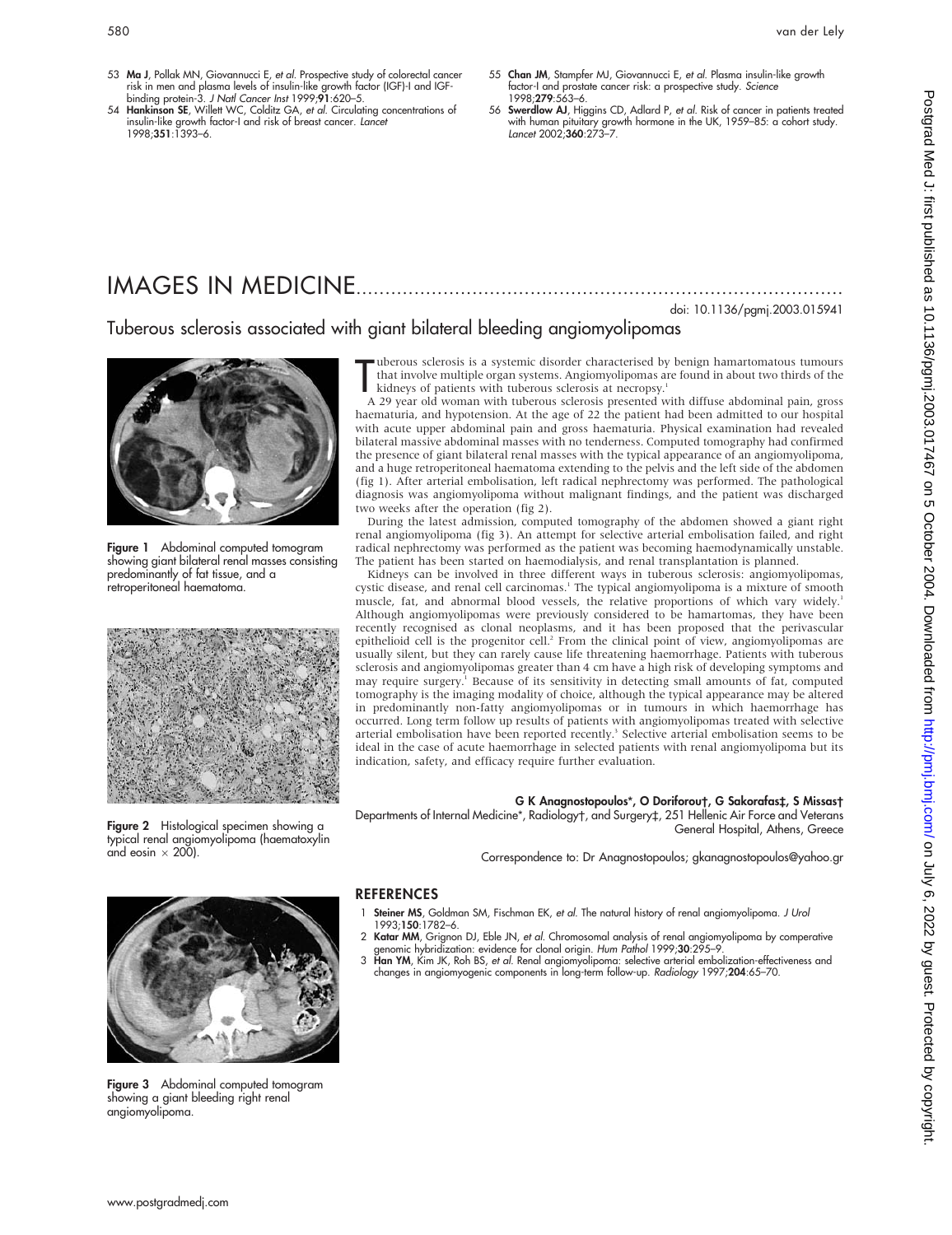53 **Ma J**, Pollak MN, Giovannucci E, *et al.* Prospective study of colorectal cancer risk in men and plasma levels of insulin-like growth factor (IGF)-I and IGF-binding protein-3. *J Natl Cancer Inst* 1999;**91**:620–5.

54 **Hankinson SE**, Willett WC, Colditz GA, *et al.* Circulating concentrations of insulin-like growth factor-I and risk of breast cancer. *Lancet* 1998;**351**:1393–6.

55 **Chan JM**, Stampfer MJ, Giovannucci E, *et al.* Plasma insulin-like growth factor-I and prostate cancer risk: a prospective study. *Science* 1998;**279**:563–6.

56 **Swerdlow AJ**, Higgins CD, Adlard P, *et al.* Risk of cancer in patients treated with human pituitary growth hormone in the UK, 1959–85: a cohort study. *Lancet* 2002;**360**:273–7.

# IMAGES IN MEDICINE

doi: 10.1136/pgmj.2003.015941

## Tuberous sclerosis associated with giant bilateral bleeding angiomyolipomas

Tuberous sclerosis is a systemic disorder characterised by benign hamartomatous tumours that involve multiple organ systems. Angiomyolipomas are found in about two thirds of the kidneys of patients with tuberous sclerosis at necropsy.[1]

A 29 year old woman with tuberous sclerosis presented with diffuse abdominal pain, gross haematuria, and hypotension. At the age of 22 the patient had been admitted to our hospital with acute upper abdominal pain and gross haematuria. Physical examination had revealed bilateral massive abdominal masses with no tenderness. Computed tomography had confirmed the presence of giant bilateral renal masses with the typical appearance of an angiomyolipoma, and a huge retroperitoneal haematoma extending to the pelvis and the left side of the abdomen (fig 1). After arterial embolisation, left radical nephrectomy was performed. The pathological diagnosis was angiomyolipoma without malignant findings, and the patient was discharged two weeks after the operation (fig 2).

During the latest admission, computed tomography of the abdomen showed a giant right renal angiomyolipoma (fig 3). An attempt for selective arterial embolisation failed, and right radical nephrectomy was performed as the patient was becoming haemodynamically unstable. The patient has been started on haemodialysis, and renal transplantation is planned.

Kidneys can be involved in three different ways in tuberous sclerosis: angiomyolipomas, cystic disease, and renal cell carcinomas.[1] The typical angiomyolipoma is a mixture of smooth muscle, fat, and abnormal blood vessels, the relative proportions of which vary widely.[1] Although angiomyolipomas were previously considered to be hamartomas, they have been recently recognised as clonal neoplasms, and it has been proposed that the perivascular epithelioid cell is the progenitor cell.[2] From the clinical point of view, angiomyolipomas are usually silent, but they can rarely cause life threatening haemorrhage. Patients with tuberous sclerosis and angiomyolipomas greater than 4 cm have a high risk of developing symptoms and may require surgery.[1] Because of its sensitivity in detecting small amounts of fat, computed tomography is the imaging modality of choice, although the typical appearance may be altered in predominantly non-fatty angiomyolipomas or in tumours in which haemorrhage has occurred. Long term follow up results of patients with angiomyolipomas treated with selective arterial embolisation have been reported recently.[3] Selective arterial embolisation seems to be ideal in the case of acute haemorrhage in selected patients with renal angiomyolipoma but its indication, safety, and efficacy require further evaluation.

Figure 1 Abdominal computed tomogram showing giant bilateral renal masses consisting predominantly of fat tissue, and a retroperitoneal haematoma.

Figure 2 Histological specimen showing a typical renal angiomyolipoma (haematoxylin and eosin × 200).

Figure 3 Abdominal computed tomogram showing a giant bleeding right renal angiomyolipoma.

**G K Anagnostopoulos\*, O Doriforou†, G Sakorafas‡, S Missas†**

Departments of Internal Medicine\*, Radiology†, and Surgery‡, 251 Hellenic Air Force and Veterans General Hospital, Athens, Greece

Correspondence to: Dr Anagnostopoulos; gkanagnostopoulos@yahoo.gr

## REFERENCES

1 **Steiner MS**, Goldman SM, Fischman EK, *et al.* The natural history of renal angiomyolipoma. *J Urol* 1993;**150**:1782–6.

2 **Katar MM**, Grignon DJ, Eble JN, *et al.* Chromosomal analysis of renal angiomyolipoma by comperative genomic hybridization: evidence for clonal origin. *Hum Pathol* 1999;**30**:295–9.

3 **Han YM**, Kim JK, Roh BS, *et al.* Renal angiomyolipoma: selective arterial embolization-effectiveness and changes in angiomyogenic components in long-term follow-up. *Radiology* 1997;**204**:65–70.